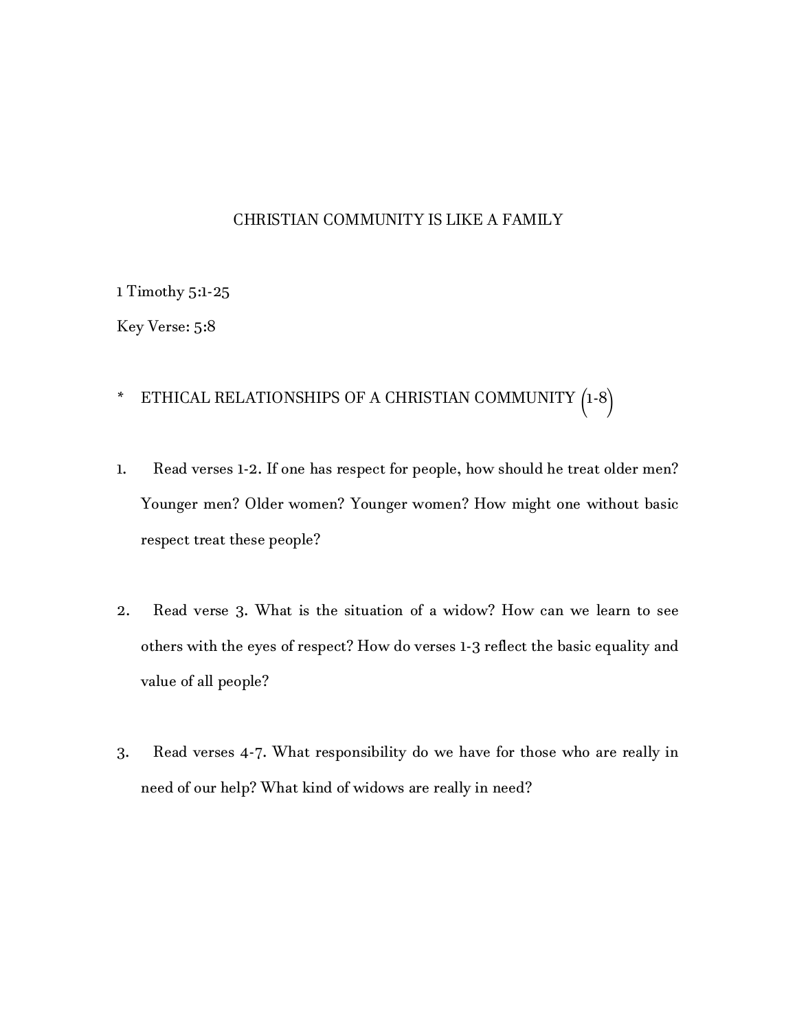# CHRISTIAN COMMUNITY IS LIKE A FAMILY

1 Timothy 5:1-25

Key Verse: 5:8

\* ETHICAL RELATIONSHIPS OF A CHRISTIAN COMMUNITY (1-8)

1. Read verses 1-2. If one has respect for people, how should he treat older men? Younger men? Older women? Younger women? How might one without basic respect treat these people?

2. Read verse 3. What is the situation of a widow? How can we learn to see others with the eyes of respect? How do verses 1-3 reflect the basic equality and value of all people?

3. Read verses 4-7. What responsibility do we have for those who are really in need of our help? What kind of widows are really in need?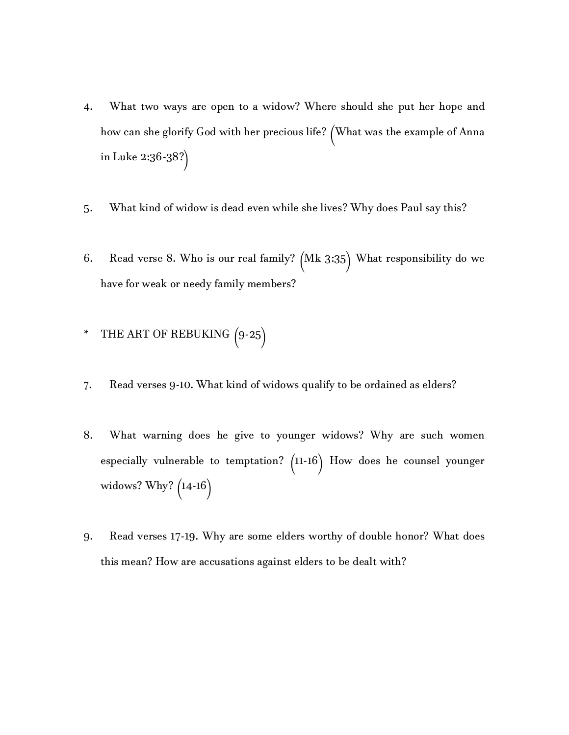4. What two ways are open to a widow? Where should she put her hope and how can she glorify God with her precious life? (What was the example of Anna in Luke 2:36-38?)

5. What kind of widow is dead even while she lives? Why does Paul say this?

6. Read verse 8. Who is our real family? (Mk 3:35) What responsibility do we have for weak or needy family members?

\* THE ART OF REBUKING (9-25)

7. Read verses 9-10. What kind of widows qualify to be ordained as elders?

8. What warning does he give to younger widows? Why are such women especially vulnerable to temptation? (11-16) How does he counsel younger widows? Why? (14-16)

9. Read verses 17-19. Why are some elders worthy of double honor? What does this mean? How are accusations against elders to be dealt with?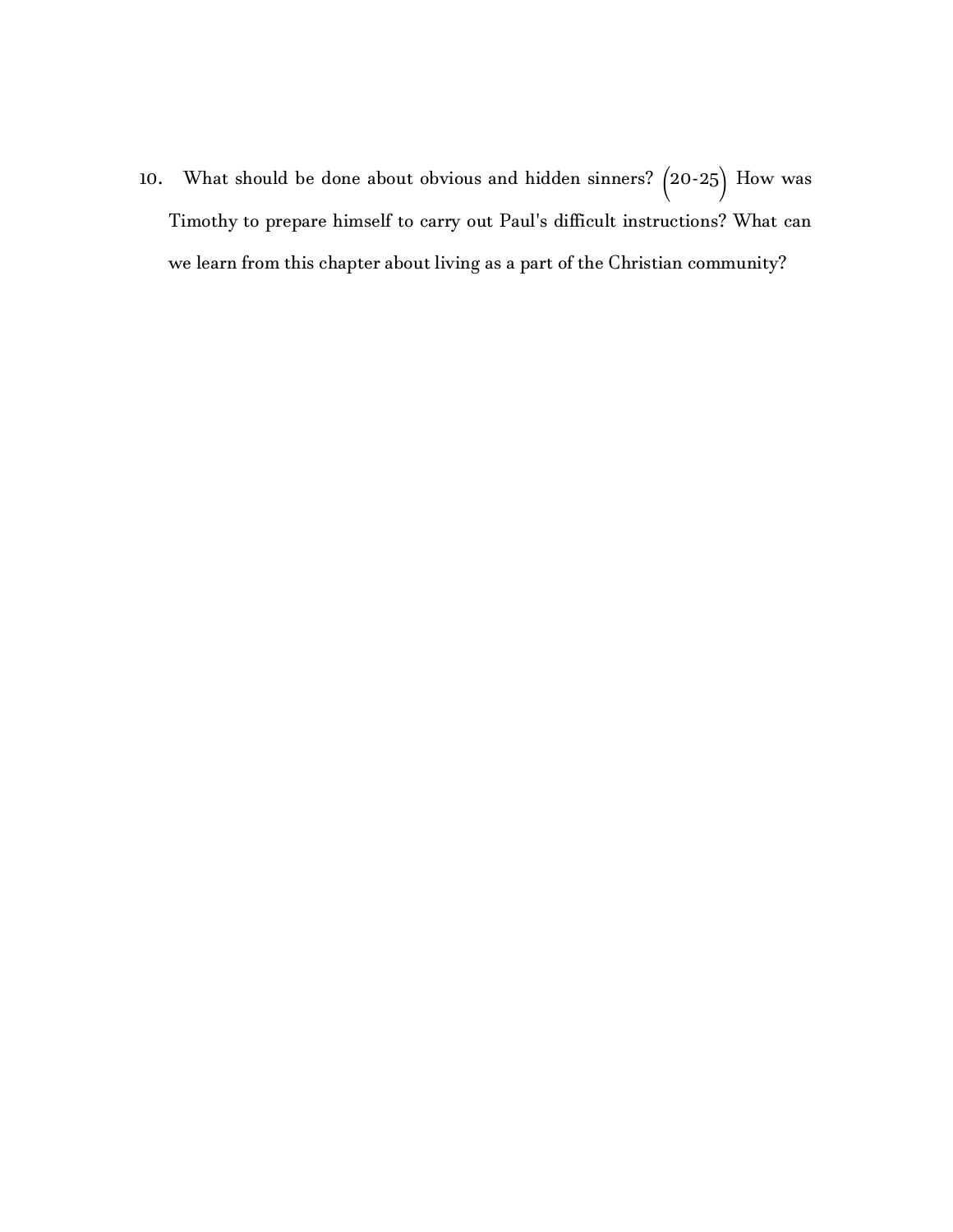10. What should be done about obvious and hidden sinners? (20-25) How was Timothy to prepare himself to carry out Paul's difficult instructions? What can we learn from this chapter about living as a part of the Christian community?